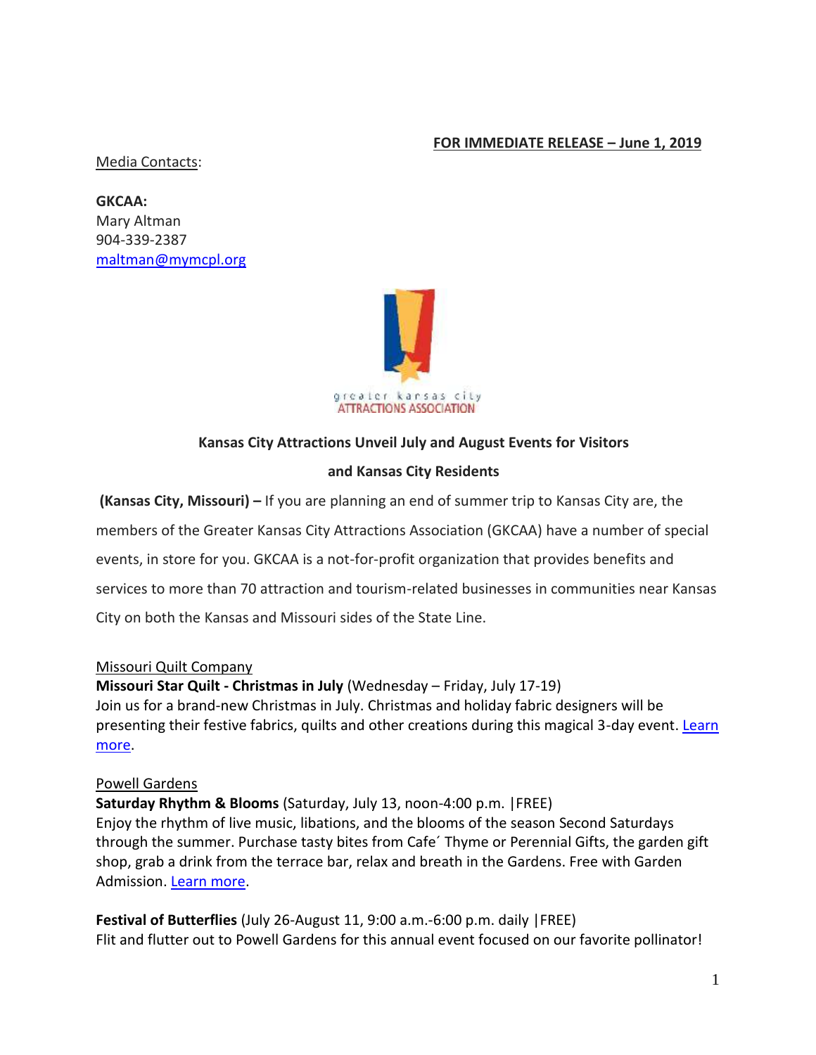**FOR IMMEDIATE RELEASE – June 1, 2019**

Media Contacts:

**GKCAA:**
Mary Altman
904-339-2387
[maltman@mymcpl.org](mailto:maltman@mymcpl.org)

greater kansas city
ATTRACTIONS ASSOCIATION

**Kansas City Attractions Unveil July and August Events for Visitors and Kansas City Residents**

**(Kansas City, Missouri) –** If you are planning an end of summer trip to Kansas City are, the members of the Greater Kansas City Attractions Association (GKCAA) have a number of special events, in store for you. GKCAA is a not-for-profit organization that provides benefits and services to more than 70 attraction and tourism-related businesses in communities near Kansas City on both the Kansas and Missouri sides of the State Line.

Missouri Quilt Company

**Missouri Star Quilt - Christmas in July** (Wednesday – Friday, July 17-19)
Join us for a brand-new Christmas in July. Christmas and holiday fabric designers will be presenting their festive fabrics, quilts and other creations during this magical 3-day event. Learn more.

Powell Gardens

**Saturday Rhythm & Blooms** (Saturday, July 13, noon-4:00 p.m. |FREE)
Enjoy the rhythm of live music, libations, and the blooms of the season Second Saturdays through the summer. Purchase tasty bites from Cafe´ Thyme or Perennial Gifts, the garden gift shop, grab a drink from the terrace bar, relax and breath in the Gardens. Free with Garden Admission. Learn more.

**Festival of Butterflies** (July 26-August 11, 9:00 a.m.-6:00 p.m. daily |FREE)
Flit and flutter out to Powell Gardens for this annual event focused on our favorite pollinator!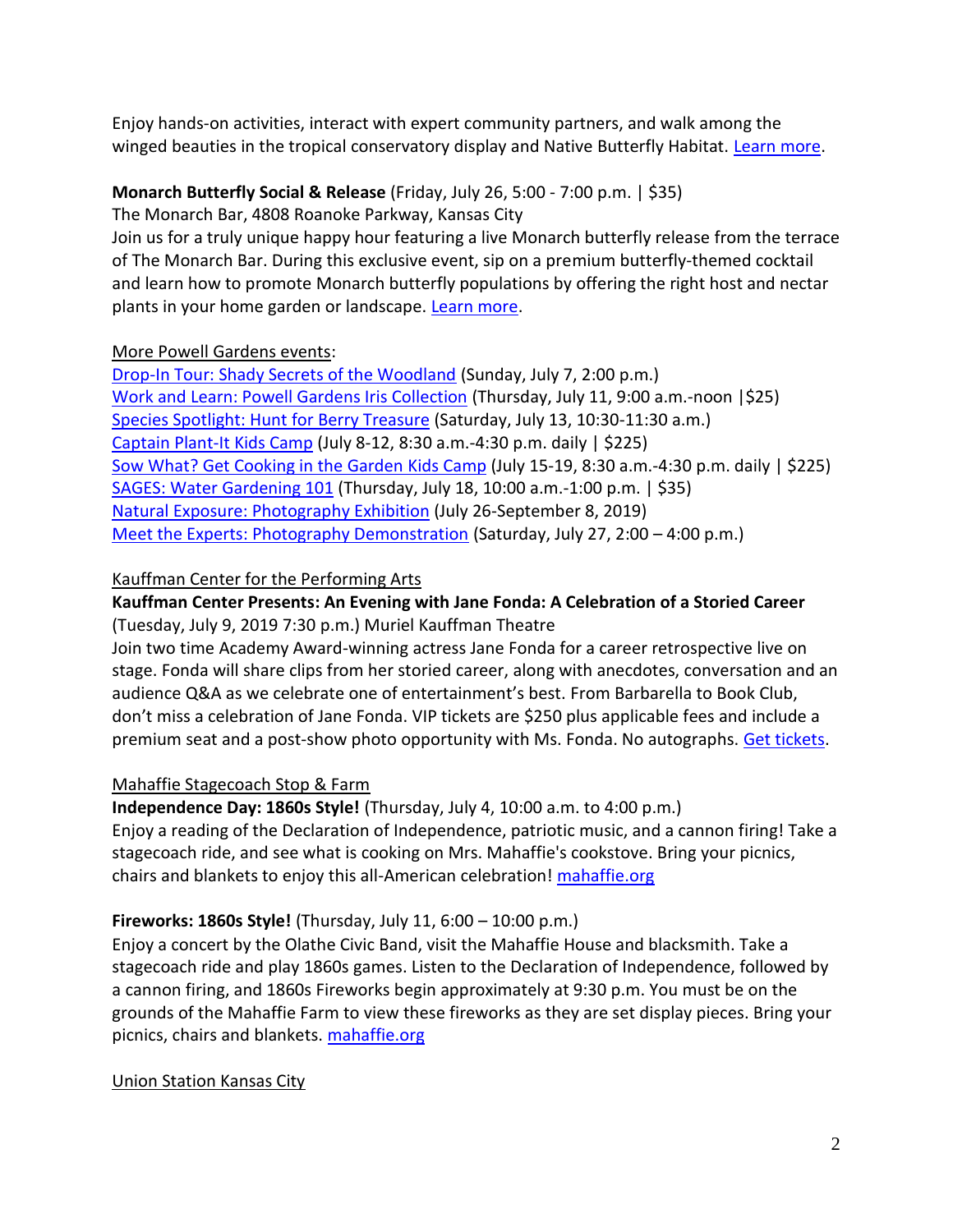Enjoy hands-on activities, interact with expert community partners, and walk among the winged beauties in the tropical conservatory display and Native Butterfly Habitat. Learn more.

**Monarch Butterfly Social & Release** (Friday, July 26, 5:00 - 7:00 p.m. | $35)
The Monarch Bar, 4808 Roanoke Parkway, Kansas City
Join us for a truly unique happy hour featuring a live Monarch butterfly release from the terrace of The Monarch Bar. During this exclusive event, sip on a premium butterfly-themed cocktail and learn how to promote Monarch butterfly populations by offering the right host and nectar plants in your home garden or landscape. Learn more.

More Powell Gardens events:
Drop-In Tour: Shady Secrets of the Woodland (Sunday, July 7, 2:00 p.m.)
Work and Learn: Powell Gardens Iris Collection (Thursday, July 11, 9:00 a.m.-noon |$25)
Species Spotlight: Hunt for Berry Treasure (Saturday, July 13, 10:30-11:30 a.m.)
Captain Plant-It Kids Camp (July 8-12, 8:30 a.m.-4:30 p.m. daily | $225)
Sow What? Get Cooking in the Garden Kids Camp (July 15-19, 8:30 a.m.-4:30 p.m. daily | $225)
SAGES: Water Gardening 101 (Thursday, July 18, 10:00 a.m.-1:00 p.m. | $35)
Natural Exposure: Photography Exhibition (July 26-September 8, 2019)
Meet the Experts: Photography Demonstration (Saturday, July 27, 2:00 – 4:00 p.m.)

Kauffman Center for the Performing Arts

**Kauffman Center Presents: An Evening with Jane Fonda: A Celebration of a Storied Career** (Tuesday, July 9, 2019 7:30 p.m.) Muriel Kauffman Theatre
Join two time Academy Award-winning actress Jane Fonda for a career retrospective live on stage. Fonda will share clips from her storied career, along with anecdotes, conversation and an audience Q&A as we celebrate one of entertainment's best. From Barbarella to Book Club, don't miss a celebration of Jane Fonda. VIP tickets are $250 plus applicable fees and include a premium seat and a post-show photo opportunity with Ms. Fonda. No autographs. Get tickets.

Mahaffie Stagecoach Stop & Farm

**Independence Day: 1860s Style!** (Thursday, July 4, 10:00 a.m. to 4:00 p.m.)
Enjoy a reading of the Declaration of Independence, patriotic music, and a cannon firing! Take a stagecoach ride, and see what is cooking on Mrs. Mahaffie's cookstove. Bring your picnics, chairs and blankets to enjoy this all-American celebration! mahaffie.org

**Fireworks: 1860s Style!** (Thursday, July 11, 6:00 – 10:00 p.m.)
Enjoy a concert by the Olathe Civic Band, visit the Mahaffie House and blacksmith. Take a stagecoach ride and play 1860s games. Listen to the Declaration of Independence, followed by a cannon firing, and 1860s Fireworks begin approximately at 9:30 p.m. You must be on the grounds of the Mahaffie Farm to view these fireworks as they are set display pieces. Bring your picnics, chairs and blankets. mahaffie.org

Union Station Kansas City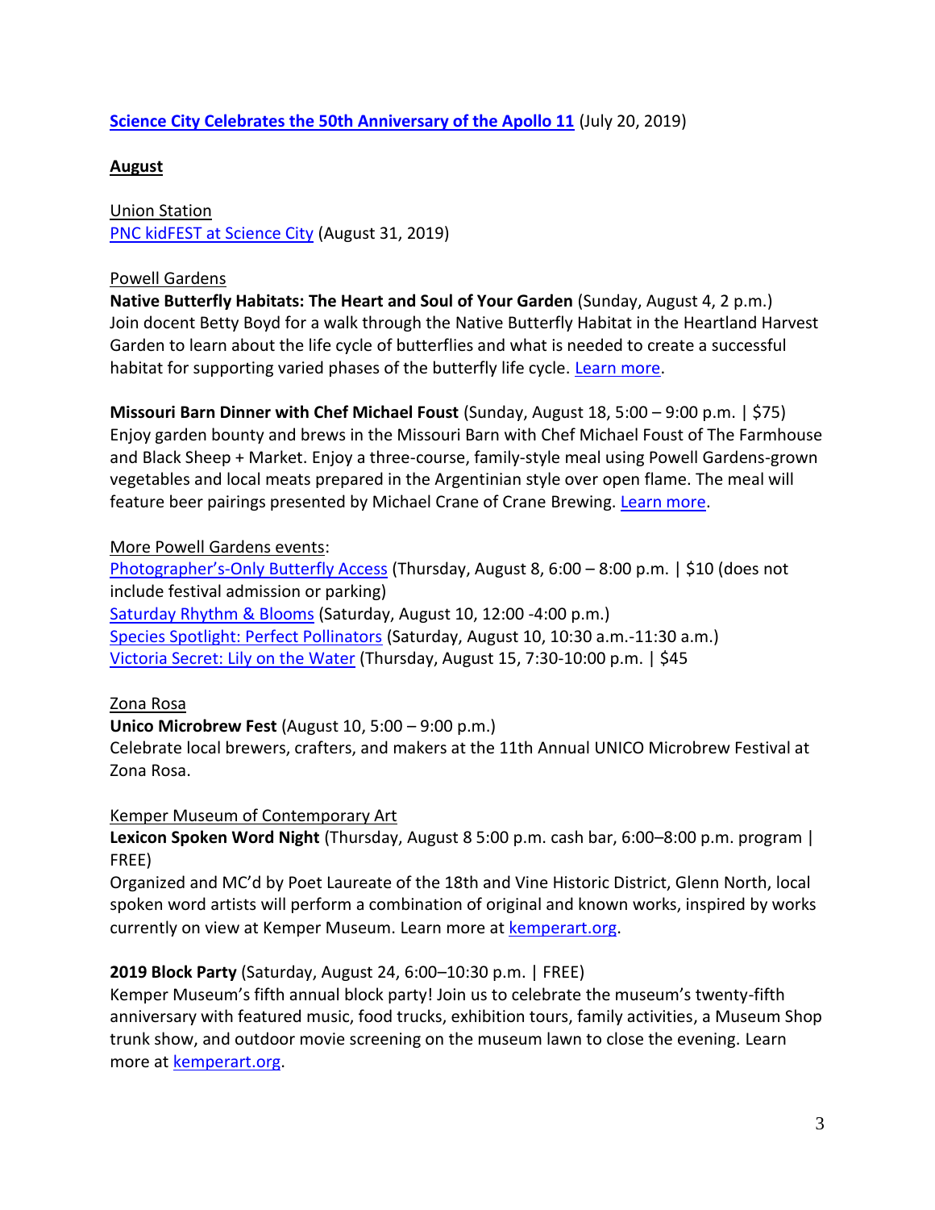[Science City Celebrates the 50th Anniversary of the Apollo 11](#) (July 20, 2019)

## August

Union Station
[PNC kidFEST at Science City](#) (August 31, 2019)

Powell Gardens
**Native Butterfly Habitats: The Heart and Soul of Your Garden** (Sunday, August 4, 2 p.m.)
Join docent Betty Boyd for a walk through the Native Butterfly Habitat in the Heartland Harvest Garden to learn about the life cycle of butterflies and what is needed to create a successful habitat for supporting varied phases of the butterfly life cycle. [Learn more](#).

**Missouri Barn Dinner with Chef Michael Foust** (Sunday, August 18, 5:00 – 9:00 p.m. | $75)
Enjoy garden bounty and brews in the Missouri Barn with Chef Michael Foust of The Farmhouse and Black Sheep + Market. Enjoy a three-course, family-style meal using Powell Gardens-grown vegetables and local meats prepared in the Argentinian style over open flame. The meal will feature beer pairings presented by Michael Crane of Crane Brewing. [Learn more](#).

More Powell Gardens events:
[Photographer's-Only Butterfly Access](#) (Thursday, August 8, 6:00 – 8:00 p.m. | $10 (does not include festival admission or parking)
[Saturday Rhythm & Blooms](#) (Saturday, August 10, 12:00 -4:00 p.m.)
[Species Spotlight: Perfect Pollinators](#) (Saturday, August 10, 10:30 a.m.-11:30 a.m.)
[Victoria Secret: Lily on the Water](#) (Thursday, August 15, 7:30-10:00 p.m. | $45

Zona Rosa
**Unico Microbrew Fest** (August 10, 5:00 – 9:00 p.m.)
Celebrate local brewers, crafters, and makers at the 11th Annual UNICO Microbrew Festival at Zona Rosa.

Kemper Museum of Contemporary Art
**Lexicon Spoken Word Night** (Thursday, August 8 5:00 p.m. cash bar, 6:00–8:00 p.m. program | FREE)
Organized and MC'd by Poet Laureate of the 18th and Vine Historic District, Glenn North, local spoken word artists will perform a combination of original and known works, inspired by works currently on view at Kemper Museum. Learn more at [kemperart.org](#).

**2019 Block Party** (Saturday, August 24, 6:00–10:30 p.m. | FREE)
Kemper Museum's fifth annual block party! Join us to celebrate the museum's twenty-fifth anniversary with featured music, food trucks, exhibition tours, family activities, a Museum Shop trunk show, and outdoor movie screening on the museum lawn to close the evening. Learn more at [kemperart.org](#).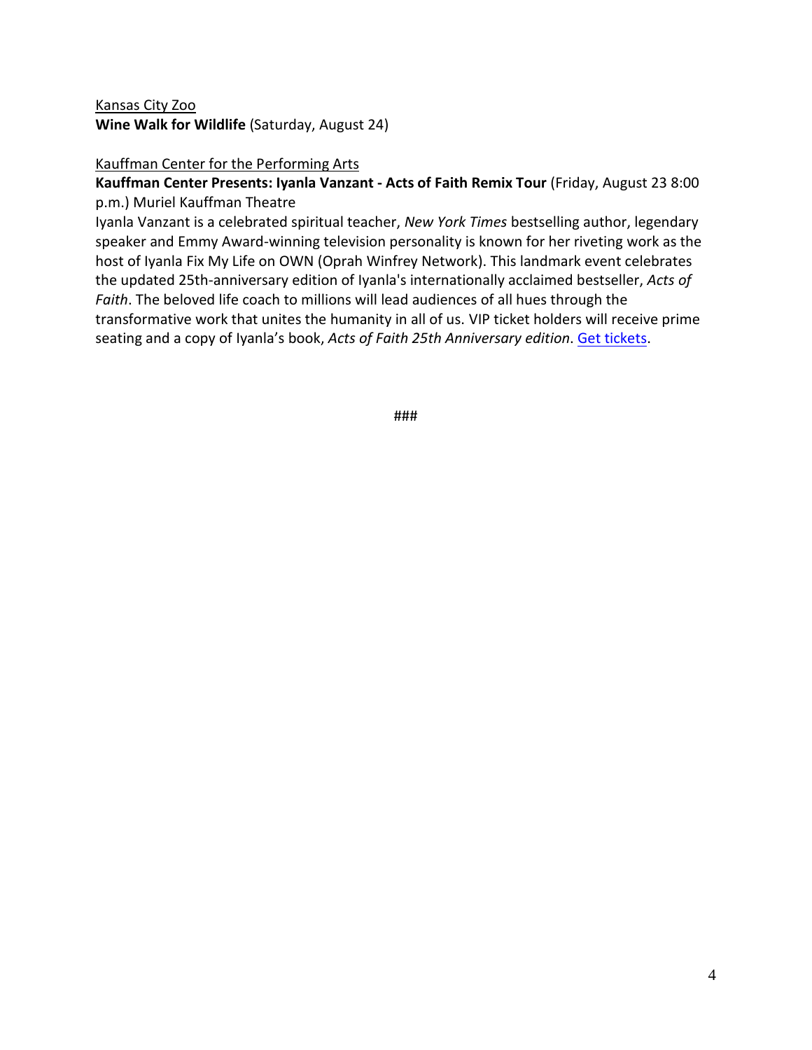Kansas City Zoo
**Wine Walk for Wildlife** (Saturday, August 24)

Kauffman Center for the Performing Arts
**Kauffman Center Presents: Iyanla Vanzant - Acts of Faith Remix Tour** (Friday, August 23 8:00 p.m.) Muriel Kauffman Theatre
Iyanla Vanzant is a celebrated spiritual teacher, *New York Times* bestselling author, legendary speaker and Emmy Award-winning television personality is known for her riveting work as the host of Iyanla Fix My Life on OWN (Oprah Winfrey Network). This landmark event celebrates the updated 25th-anniversary edition of Iyanla's internationally acclaimed bestseller, *Acts of Faith*. The beloved life coach to millions will lead audiences of all hues through the transformative work that unites the humanity in all of us. VIP ticket holders will receive prime seating and a copy of Iyanla's book, *Acts of Faith 25th Anniversary edition*. Get tickets.

###